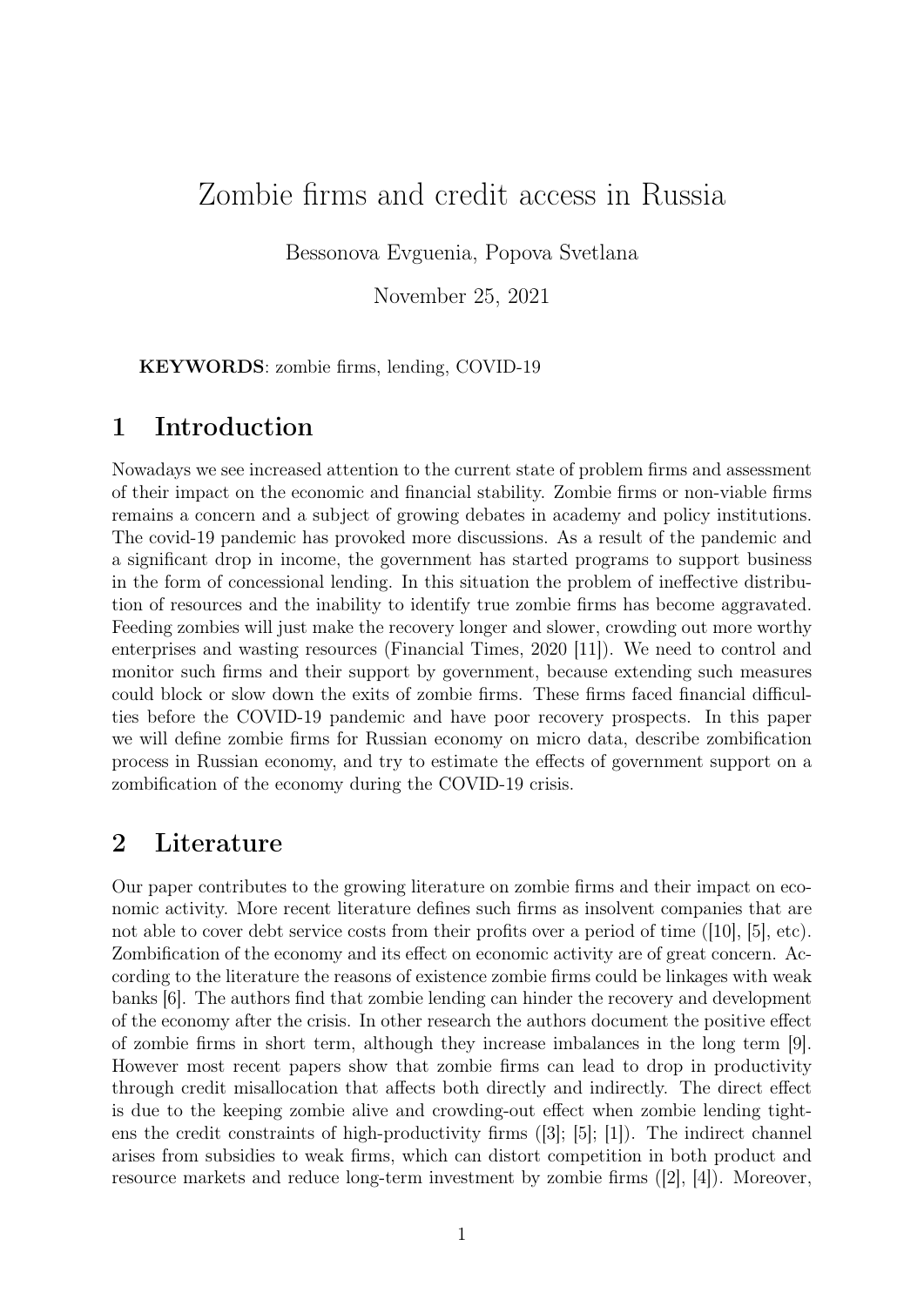# Zombie firms and credit access in Russia

Bessonova Evguenia, Popova Svetlana

November 25, 2021

**KEYWORDS**: zombie firms, lending, COVID-19

## 1 Introduction

Nowadays we see increased attention to the current state of problem firms and assessment of their impact on the economic and financial stability. Zombie firms or non-viable firms remains a concern and a subject of growing debates in academy and policy institutions. The covid-19 pandemic has provoked more discussions. As a result of the pandemic and a significant drop in income, the government has started programs to support business in the form of concessional lending. In this situation the problem of ineffective distribution of resources and the inability to identify true zombie firms has become aggravated. Feeding zombies will just make the recovery longer and slower, crowding out more worthy enterprises and wasting resources (Financial Times, 2020 [11]). We need to control and monitor such firms and their support by government, because extending such measures could block or slow down the exits of zombie firms. These firms faced financial difficulties before the COVID-19 pandemic and have poor recovery prospects. In this paper we will define zombie firms for Russian economy on micro data, describe zombification process in Russian economy, and try to estimate the effects of government support on a zombification of the economy during the COVID-19 crisis.

## 2 Literature

Our paper contributes to the growing literature on zombie firms and their impact on economic activity. More recent literature defines such firms as insolvent companies that are not able to cover debt service costs from their profits over a period of time ([10], [5], etc). Zombification of the economy and its effect on economic activity are of great concern. According to the literature the reasons of existence zombie firms could be linkages with weak banks [6]. The authors find that zombie lending can hinder the recovery and development of the economy after the crisis. In other research the authors document the positive effect of zombie firms in short term, although they increase imbalances in the long term [9]. However most recent papers show that zombie firms can lead to drop in productivity through credit misallocation that affects both directly and indirectly. The direct effect is due to the keeping zombie alive and crowding-out effect when zombie lending tightens the credit constraints of high-productivity firms ([3]; [5]; [1]). The indirect channel arises from subsidies to weak firms, which can distort competition in both product and resource markets and reduce long-term investment by zombie firms ([2], [4]). Moreover,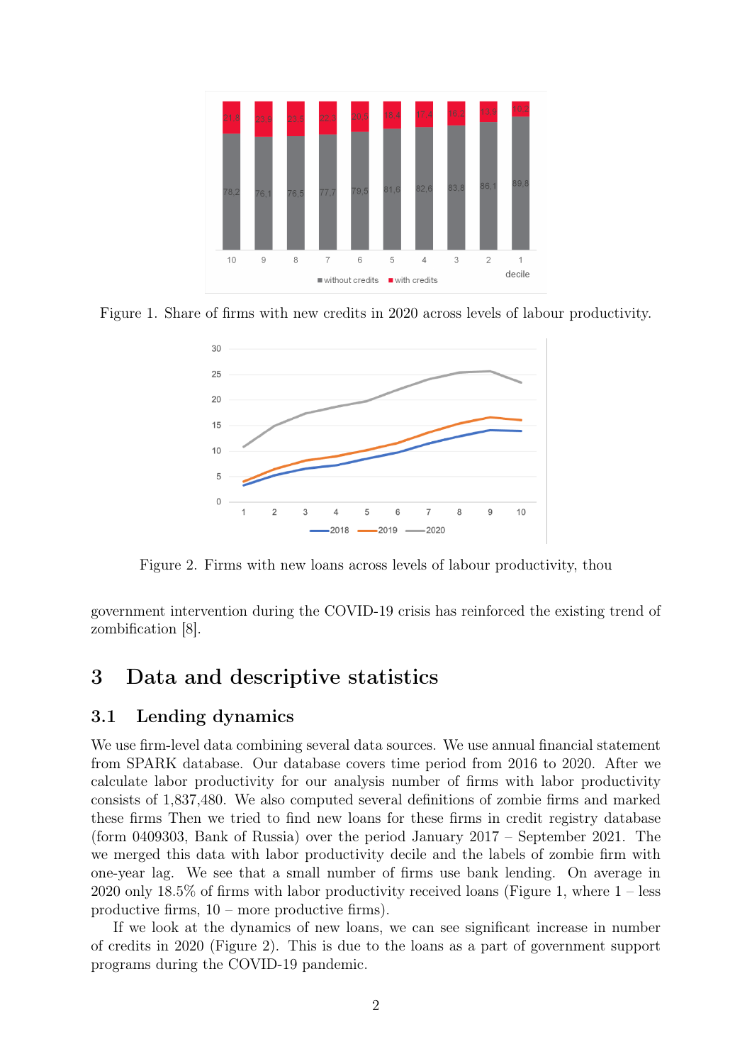Figure 1. Share of firms with new credits in 2020 across levels of labour productivity.

Figure 2. Firms with new loans across levels of labour productivity, thou

government intervention during the COVID-19 crisis has reinforced the existing trend of zombification [8].

# 3 Data and descriptive statistics

## 3.1 Lending dynamics

We use firm-level data combining several data sources. We use annual financial statement from SPARK database. Our database covers time period from 2016 to 2020. After we calculate labor productivity for our analysis number of firms with labor productivity consists of 1,837,480. We also computed several definitions of zombie firms and marked these firms Then we tried to find new loans for these firms in credit registry database (form 0409303, Bank of Russia) over the period January 2017 – September 2021. The we merged this data with labor productivity decile and the labels of zombie firm with one-year lag. We see that a small number of firms use bank lending. On average in 2020 only 18.5% of firms with labor productivity received loans (Figure 1, where 1 – less productive firms, 10 – more productive firms).

If we look at the dynamics of new loans, we can see significant increase in number of credits in 2020 (Figure 2). This is due to the loans as a part of government support programs during the COVID-19 pandemic.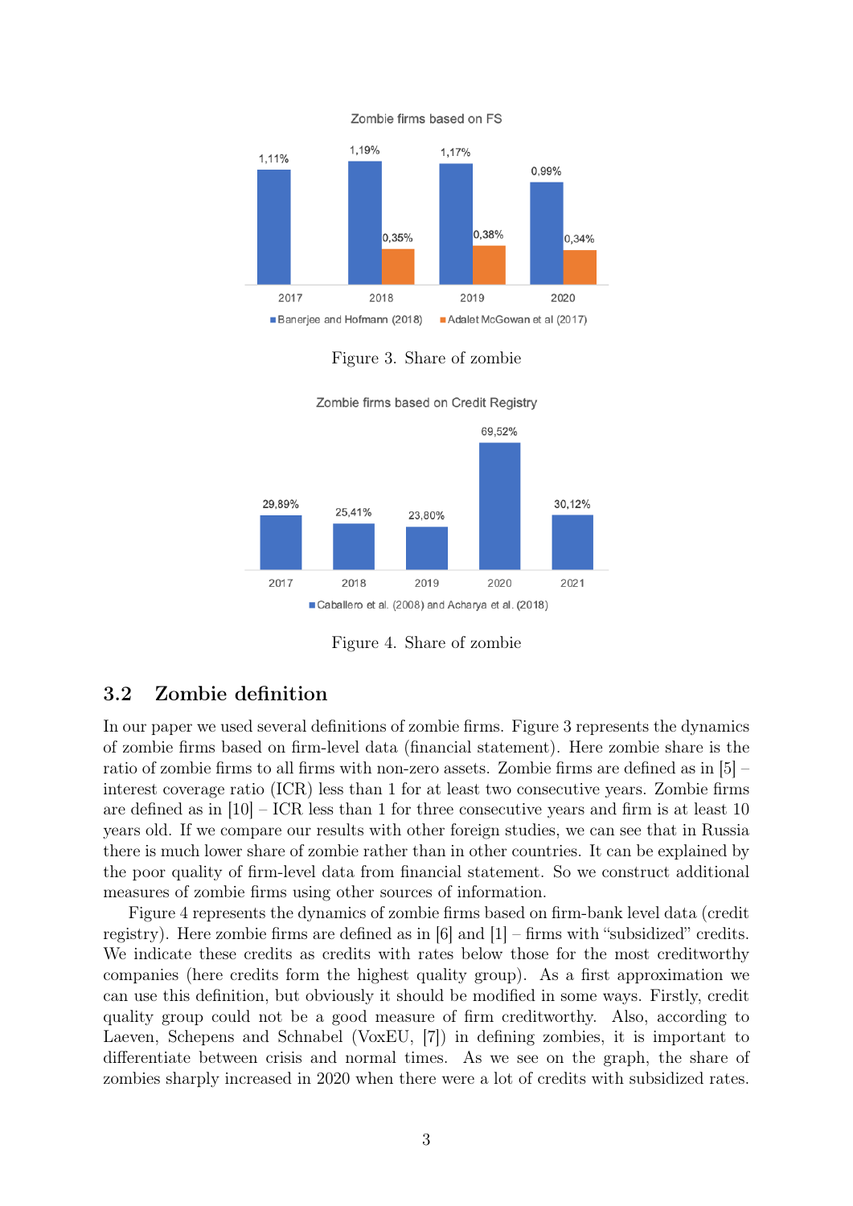Zombie firms based on FS

1,11%

1,19%

0,35%

1,17%

0,38%

0,99%

0,34%

2017

2018

2019

2020

Banerjee and Hofmann (2018)

Adalet McGowan et al (2017)

Figure 3. Share of zombie

Zombie firms based on Credit Registry

29,89%

25,41%

23,80%

69,52%

30,12%

2017

2018

2019

2020

2021

Caballero et al. (2008) and Acharya et al. (2018)

Figure 4. Share of zombie

## 3.2 Zombie definition

In our paper we used several definitions of zombie firms. Figure 3 represents the dynamics of zombie firms based on firm-level data (financial statement). Here zombie share is the ratio of zombie firms to all firms with non-zero assets. Zombie firms are defined as in [5] – interest coverage ratio (ICR) less than 1 for at least two consecutive years. Zombie firms are defined as in [10] – ICR less than 1 for three consecutive years and firm is at least 10 years old. If we compare our results with other foreign studies, we can see that in Russia there is much lower share of zombie rather than in other countries. It can be explained by the poor quality of firm-level data from financial statement. So we construct additional measures of zombie firms using other sources of information.

Figure 4 represents the dynamics of zombie firms based on firm-bank level data (credit registry). Here zombie firms are defined as in [6] and [1] – firms with "subsidized" credits. We indicate these credits as credits with rates below those for the most creditworthy companies (here credits form the highest quality group). As a first approximation we can use this definition, but obviously it should be modified in some ways. Firstly, credit quality group could not be a good measure of firm creditworthy. Also, according to Laeven, Schepens and Schnabel (VoxEU, [7]) in defining zombies, it is important to differentiate between crisis and normal times. As we see on the graph, the share of zombies sharply increased in 2020 when there were a lot of credits with subsidized rates.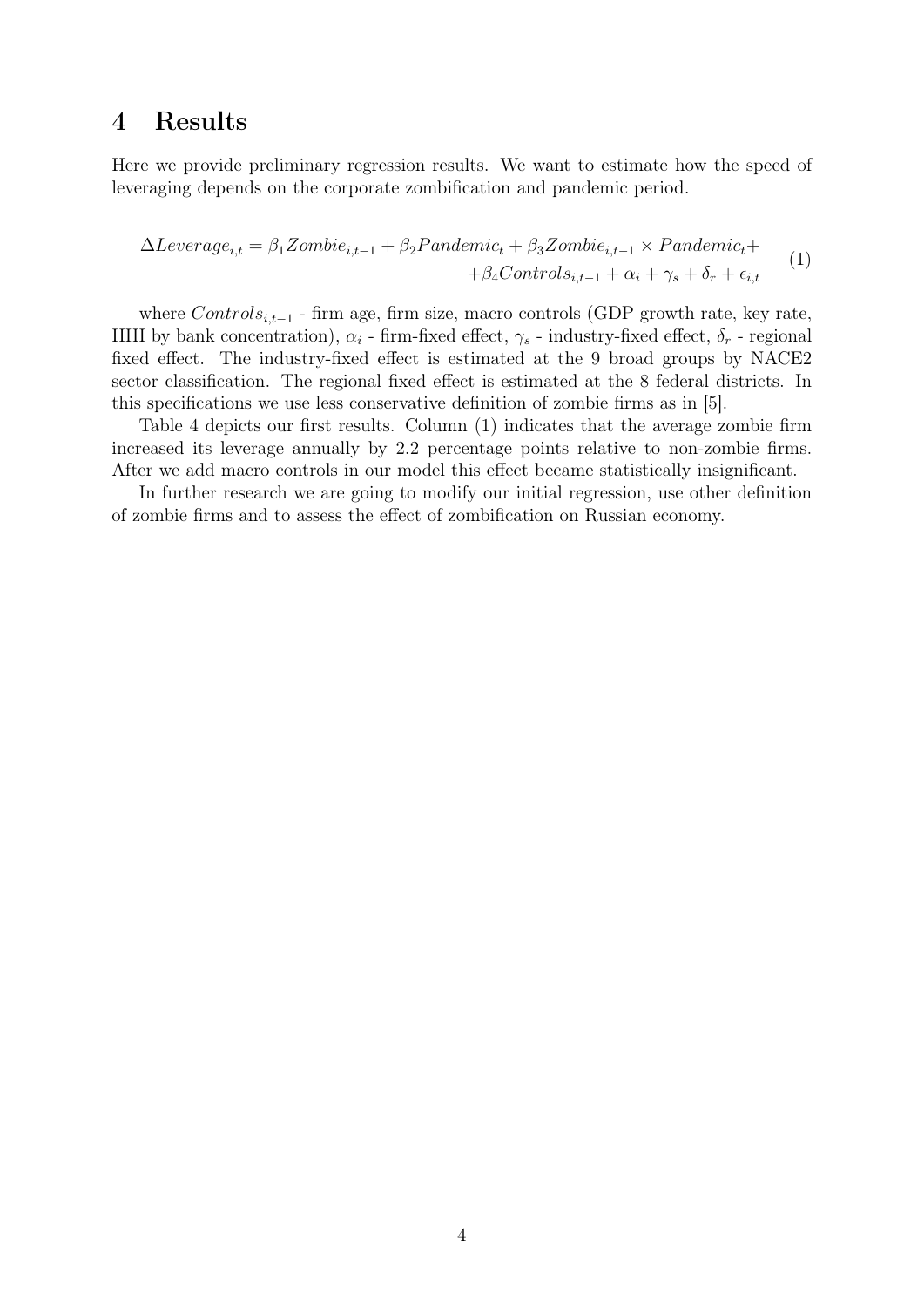# 4 Results

Here we provide preliminary regression results. We want to estimate how the speed of leveraging depends on the corporate zombification and pandemic period.

$$\Delta Leverage_{i,t} = \beta_1 Zombie_{i,t-1} + \beta_2 Pandemic_t + \beta_3 Zombie_{i,t-1} \times Pandemic_t + \\ + \beta_4 Controls_{i,t-1} + \alpha_i + \gamma_s + \delta_r + \epsilon_{i,t} \tag{1}$$

where $Controls_{i,t-1}$ - firm age, firm size, macro controls (GDP growth rate, key rate, HHI by bank concentration), $\alpha_i$ - firm-fixed effect, $\gamma_s$ - industry-fixed effect, $\delta_r$ - regional fixed effect. The industry-fixed effect is estimated at the 9 broad groups by NACE2 sector classification. The regional fixed effect is estimated at the 8 federal districts. In this specifications we use less conservative definition of zombie firms as in [5].

Table 4 depicts our first results. Column (1) indicates that the average zombie firm increased its leverage annually by 2.2 percentage points relative to non-zombie firms. After we add macro controls in our model this effect became statistically insignificant.

In further research we are going to modify our initial regression, use other definition of zombie firms and to assess the effect of zombification on Russian economy.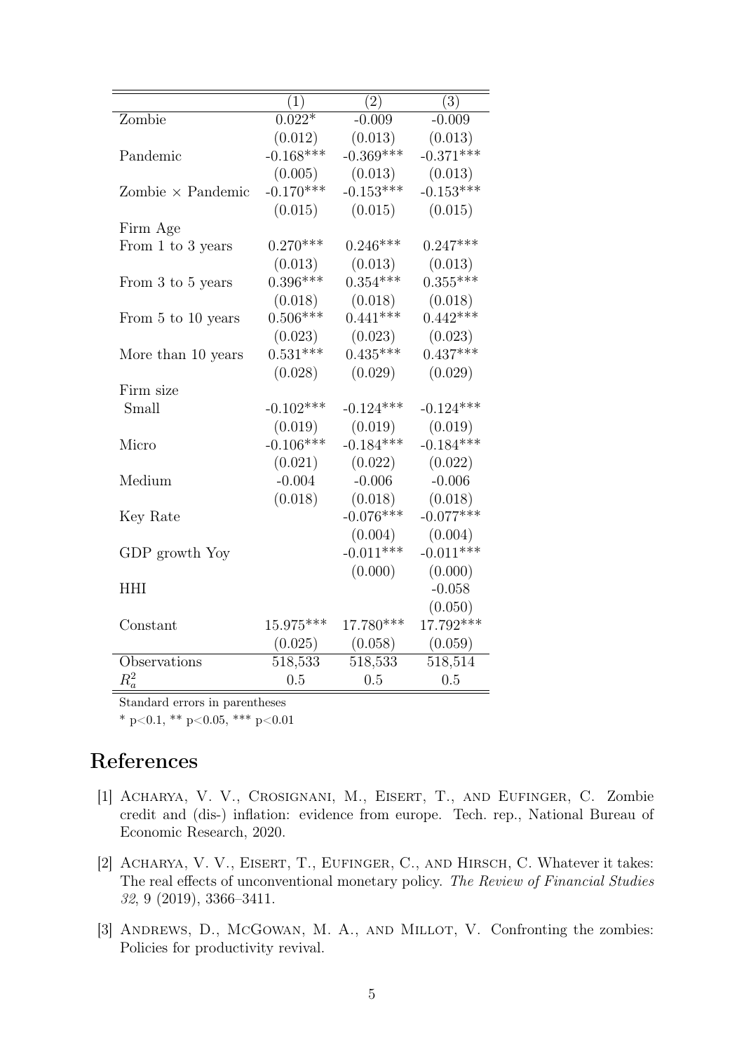| | (1) | (2) | (3) |
|---|---|---|---|
| Zombie | 0.022* | -0.009 | -0.009 |
| | (0.012) | (0.013) | (0.013) |
| Pandemic | -0.168*** | -0.369*** | -0.371*** |
| | (0.005) | (0.013) | (0.013) |
| Zombie × Pandemic | -0.170*** | -0.153*** | -0.153*** |
| | (0.015) | (0.015) | (0.015) |
| Firm Age | | | |
| From 1 to 3 years | 0.270*** | 0.246*** | 0.247*** |
| | (0.013) | (0.013) | (0.013) |
| From 3 to 5 years | 0.396*** | 0.354*** | 0.355*** |
| | (0.018) | (0.018) | (0.018) |
| From 5 to 10 years | 0.506*** | 0.441*** | 0.442*** |
| | (0.023) | (0.023) | (0.023) |
| More than 10 years | 0.531*** | 0.435*** | 0.437*** |
| | (0.028) | (0.029) | (0.029) |
| Firm size | | | |
| Small | -0.102*** | -0.124*** | -0.124*** |
| | (0.019) | (0.019) | (0.019) |
| Micro | -0.106*** | -0.184*** | -0.184*** |
| | (0.021) | (0.022) | (0.022) |
| Medium | -0.004 | -0.006 | -0.006 |
| | (0.018) | (0.018) | (0.018) |
| Key Rate | | -0.076*** | -0.077*** |
| | | (0.004) | (0.004) |
| GDP growth Yoy | | -0.011*** | -0.011*** |
| | | (0.000) | (0.000) |
| HHI | | | -0.058 |
| | | | (0.050) |
| Constant | 15.975*** | 17.780*** | 17.792*** |
| | (0.025) | (0.058) | (0.059) |
| Observations | 518,533 | 518,533 | 518,514 |
| $R_a^2$ | 0.5 | 0.5 | 0.5 |

Standard errors in parentheses

* p<0.1, ** p<0.05, *** p<0.01

# References

[1] Acharya, V. V., Crosignani, M., Eisert, T., and Eufinger, C. Zombie credit and (dis-) inflation: evidence from europe. Tech. rep., National Bureau of Economic Research, 2020.

[2] Acharya, V. V., Eisert, T., Eufinger, C., and Hirsch, C. Whatever it takes: The real effects of unconventional monetary policy. *The Review of Financial Studies 32*, 9 (2019), 3366–3411.

[3] Andrews, D., McGowan, M. A., and Millot, V. Confronting the zombies: Policies for productivity revival.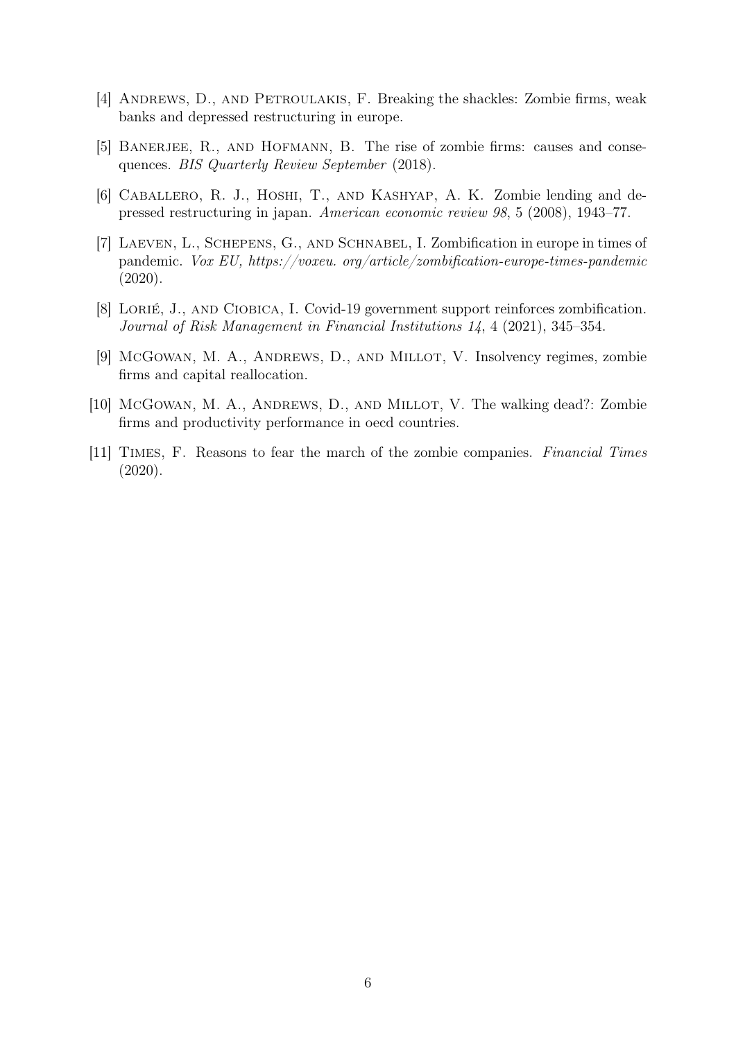[4] Andrews, D., and Petroulakis, F. Breaking the shackles: Zombie firms, weak banks and depressed restructuring in europe.

[5] Banerjee, R., and Hofmann, B. The rise of zombie firms: causes and consequences. *BIS Quarterly Review September* (2018).

[6] Caballero, R. J., Hoshi, T., and Kashyap, A. K. Zombie lending and depressed restructuring in japan. *American economic review 98*, 5 (2008), 1943–77.

[7] Laeven, L., Schepens, G., and Schnabel, I. Zombification in europe in times of pandemic. *Vox EU, https://voxeu. org/article/zombification-europe-times-pandemic* (2020).

[8] Lorié, J., and Ciobica, I. Covid-19 government support reinforces zombification. *Journal of Risk Management in Financial Institutions 14*, 4 (2021), 345–354.

[9] McGowan, M. A., Andrews, D., and Millot, V. Insolvency regimes, zombie firms and capital reallocation.

[10] McGowan, M. A., Andrews, D., and Millot, V. The walking dead?: Zombie firms and productivity performance in oecd countries.

[11] Times, F. Reasons to fear the march of the zombie companies. *Financial Times* (2020).